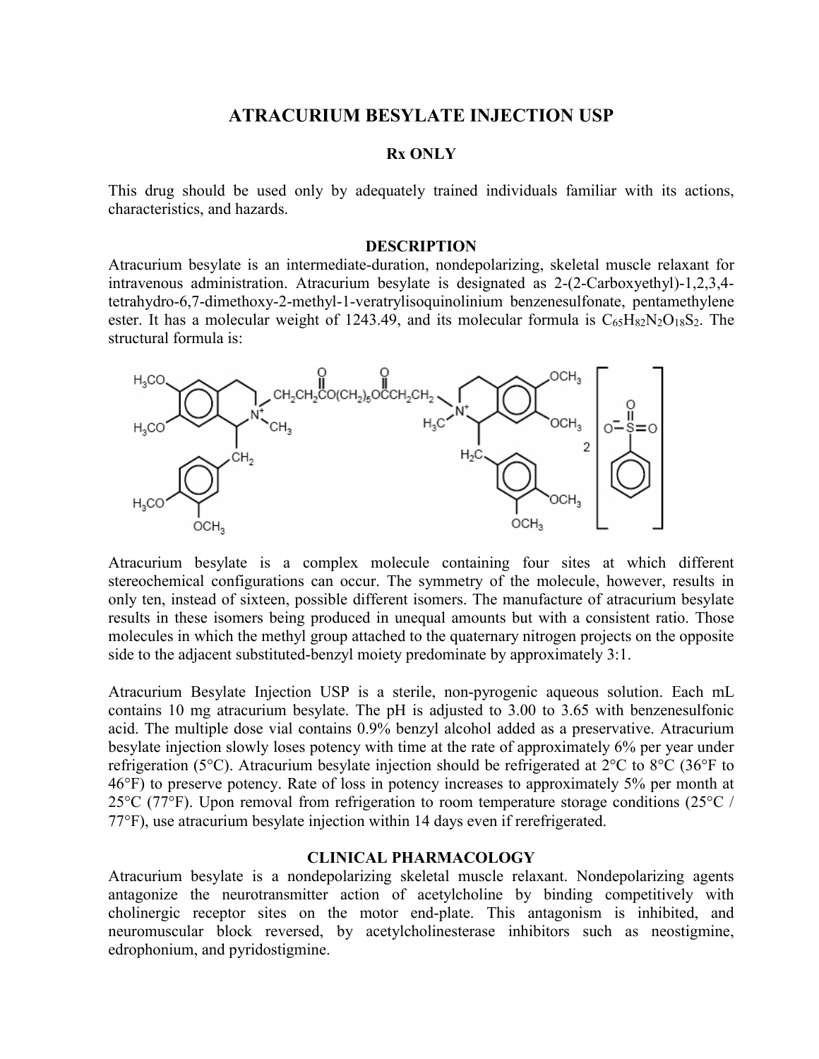# ATRACURIUM BESYLATE INJECTION USP

**Rx ONLY**

This drug should be used only by adequately trained individuals familiar with its actions, characteristics, and hazards.

## DESCRIPTION

Atracurium besylate is an intermediate-duration, nondepolarizing, skeletal muscle relaxant for intravenous administration. Atracurium besylate is designated as 2-(2-Carboxyethyl)-1,2,3,4-tetrahydro-6,7-dimethoxy-2-methyl-1-veratrylisoquinolinium benzenesulfonate, pentamethylene ester. It has a molecular weight of 1243.49, and its molecular formula is $C_{65}H_{82}N_2O_{18}S_2$. The structural formula is:

Atracurium besylate is a complex molecule containing four sites at which different stereochemical configurations can occur. The symmetry of the molecule, however, results in only ten, instead of sixteen, possible different isomers. The manufacture of atracurium besylate results in these isomers being produced in unequal amounts but with a consistent ratio. Those molecules in which the methyl group attached to the quaternary nitrogen projects on the opposite side to the adjacent substituted-benzyl moiety predominate by approximately 3:1.

Atracurium Besylate Injection USP is a sterile, non-pyrogenic aqueous solution. Each mL contains 10 mg atracurium besylate. The pH is adjusted to 3.00 to 3.65 with benzenesulfonic acid. The multiple dose vial contains 0.9% benzyl alcohol added as a preservative. Atracurium besylate injection slowly loses potency with time at the rate of approximately 6% per year under refrigeration (5°C). Atracurium besylate injection should be refrigerated at 2°C to 8°C (36°F to 46°F) to preserve potency. Rate of loss in potency increases to approximately 5% per month at 25°C (77°F). Upon removal from refrigeration to room temperature storage conditions (25°C / 77°F), use atracurium besylate injection within 14 days even if rerefrigerated.

## CLINICAL PHARMACOLOGY

Atracurium besylate is a nondepolarizing skeletal muscle relaxant. Nondepolarizing agents antagonize the neurotransmitter action of acetylcholine by binding competitively with cholinergic receptor sites on the motor end-plate. This antagonism is inhibited, and neuromuscular block reversed, by acetylcholinesterase inhibitors such as neostigmine, edrophonium, and pyridostigmine.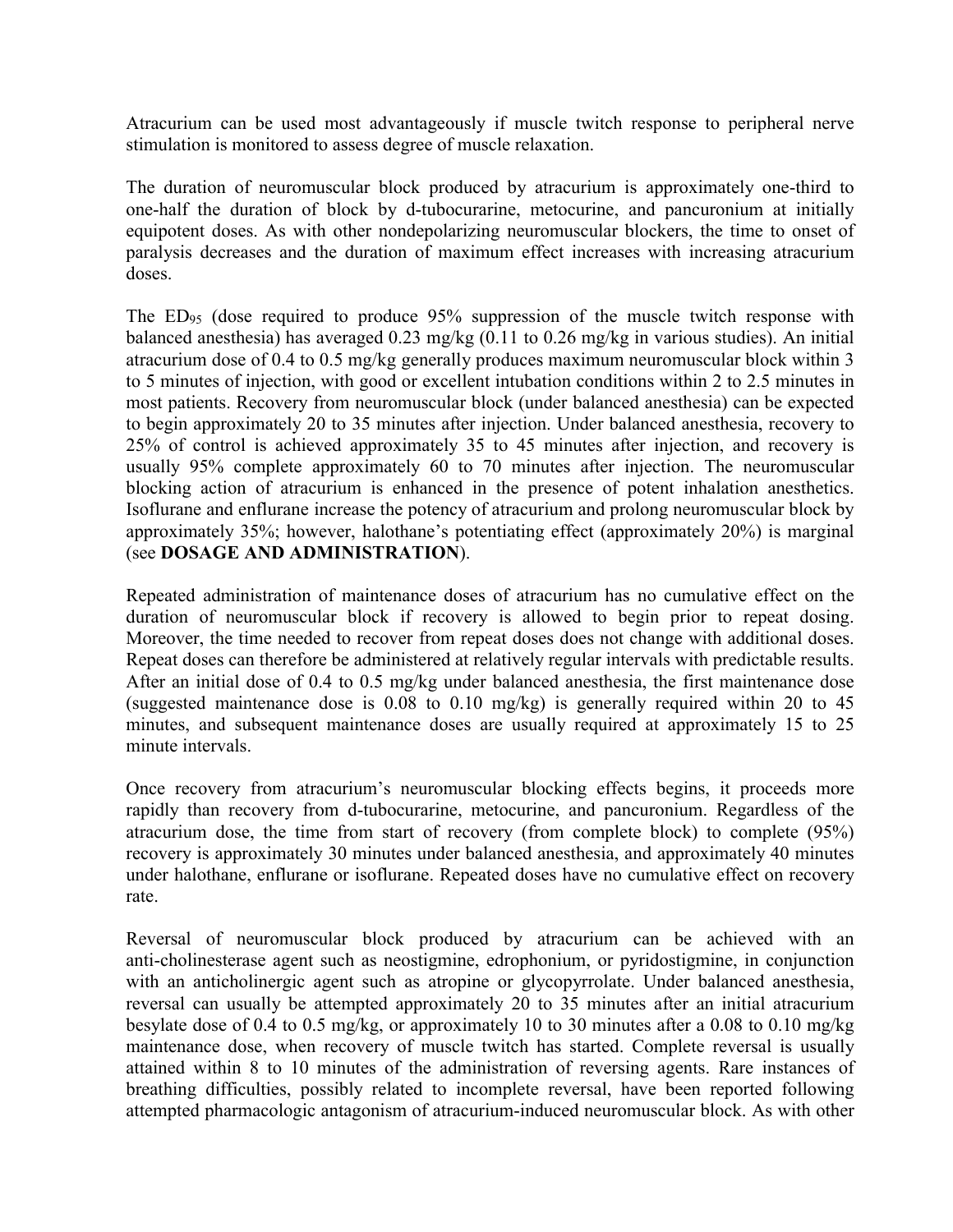Atracurium can be used most advantageously if muscle twitch response to peripheral nerve stimulation is monitored to assess degree of muscle relaxation.

The duration of neuromuscular block produced by atracurium is approximately one-third to one-half the duration of block by d-tubocurarine, metocurine, and pancuronium at initially equipotent doses. As with other nondepolarizing neuromuscular blockers, the time to onset of paralysis decreases and the duration of maximum effect increases with increasing atracurium doses.

The $ED_{95}$ (dose required to produce 95% suppression of the muscle twitch response with balanced anesthesia) has averaged 0.23 mg/kg (0.11 to 0.26 mg/kg in various studies). An initial atracurium dose of 0.4 to 0.5 mg/kg generally produces maximum neuromuscular block within 3 to 5 minutes of injection, with good or excellent intubation conditions within 2 to 2.5 minutes in most patients. Recovery from neuromuscular block (under balanced anesthesia) can be expected to begin approximately 20 to 35 minutes after injection. Under balanced anesthesia, recovery to 25% of control is achieved approximately 35 to 45 minutes after injection, and recovery is usually 95% complete approximately 60 to 70 minutes after injection. The neuromuscular blocking action of atracurium is enhanced in the presence of potent inhalation anesthetics. Isoflurane and enflurane increase the potency of atracurium and prolong neuromuscular block by approximately 35%; however, halothane's potentiating effect (approximately 20%) is marginal (see **DOSAGE AND ADMINISTRATION**).

Repeated administration of maintenance doses of atracurium has no cumulative effect on the duration of neuromuscular block if recovery is allowed to begin prior to repeat dosing. Moreover, the time needed to recover from repeat doses does not change with additional doses. Repeat doses can therefore be administered at relatively regular intervals with predictable results. After an initial dose of 0.4 to 0.5 mg/kg under balanced anesthesia, the first maintenance dose (suggested maintenance dose is 0.08 to 0.10 mg/kg) is generally required within 20 to 45 minutes, and subsequent maintenance doses are usually required at approximately 15 to 25 minute intervals.

Once recovery from atracurium's neuromuscular blocking effects begins, it proceeds more rapidly than recovery from d-tubocurarine, metocurine, and pancuronium. Regardless of the atracurium dose, the time from start of recovery (from complete block) to complete (95%) recovery is approximately 30 minutes under balanced anesthesia, and approximately 40 minutes under halothane, enflurane or isoflurane. Repeated doses have no cumulative effect on recovery rate.

Reversal of neuromuscular block produced by atracurium can be achieved with an anti-cholinesterase agent such as neostigmine, edrophonium, or pyridostigmine, in conjunction with an anticholinergic agent such as atropine or glycopyrrolate. Under balanced anesthesia, reversal can usually be attempted approximately 20 to 35 minutes after an initial atracurium besylate dose of 0.4 to 0.5 mg/kg, or approximately 10 to 30 minutes after a 0.08 to 0.10 mg/kg maintenance dose, when recovery of muscle twitch has started. Complete reversal is usually attained within 8 to 10 minutes of the administration of reversing agents. Rare instances of breathing difficulties, possibly related to incomplete reversal, have been reported following attempted pharmacologic antagonism of atracurium-induced neuromuscular block. As with other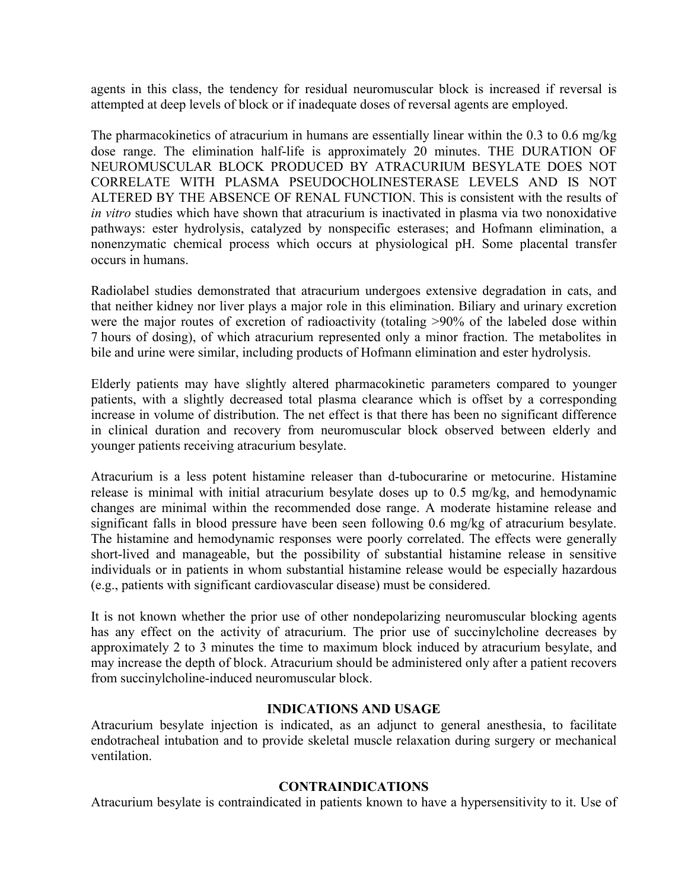agents in this class, the tendency for residual neuromuscular block is increased if reversal is attempted at deep levels of block or if inadequate doses of reversal agents are employed.

The pharmacokinetics of atracurium in humans are essentially linear within the 0.3 to 0.6 mg/kg dose range. The elimination half-life is approximately 20 minutes. THE DURATION OF NEUROMUSCULAR BLOCK PRODUCED BY ATRACURIUM BESYLATE DOES NOT CORRELATE WITH PLASMA PSEUDOCHOLINESTERASE LEVELS AND IS NOT ALTERED BY THE ABSENCE OF RENAL FUNCTION. This is consistent with the results of *in vitro* studies which have shown that atracurium is inactivated in plasma via two nonoxidative pathways: ester hydrolysis, catalyzed by nonspecific esterases; and Hofmann elimination, a nonenzymatic chemical process which occurs at physiological pH. Some placental transfer occurs in humans.

Radiolabel studies demonstrated that atracurium undergoes extensive degradation in cats, and that neither kidney nor liver plays a major role in this elimination. Biliary and urinary excretion were the major routes of excretion of radioactivity (totaling >90% of the labeled dose within 7 hours of dosing), of which atracurium represented only a minor fraction. The metabolites in bile and urine were similar, including products of Hofmann elimination and ester hydrolysis.

Elderly patients may have slightly altered pharmacokinetic parameters compared to younger patients, with a slightly decreased total plasma clearance which is offset by a corresponding increase in volume of distribution. The net effect is that there has been no significant difference in clinical duration and recovery from neuromuscular block observed between elderly and younger patients receiving atracurium besylate.

Atracurium is a less potent histamine releaser than d-tubocurarine or metocurine. Histamine release is minimal with initial atracurium besylate doses up to 0.5 mg/kg, and hemodynamic changes are minimal within the recommended dose range. A moderate histamine release and significant falls in blood pressure have been seen following 0.6 mg/kg of atracurium besylate. The histamine and hemodynamic responses were poorly correlated. The effects were generally short-lived and manageable, but the possibility of substantial histamine release in sensitive individuals or in patients in whom substantial histamine release would be especially hazardous (e.g., patients with significant cardiovascular disease) must be considered.

It is not known whether the prior use of other nondepolarizing neuromuscular blocking agents has any effect on the activity of atracurium. The prior use of succinylcholine decreases by approximately 2 to 3 minutes the time to maximum block induced by atracurium besylate, and may increase the depth of block. Atracurium should be administered only after a patient recovers from succinylcholine-induced neuromuscular block.

## INDICATIONS AND USAGE

Atracurium besylate injection is indicated, as an adjunct to general anesthesia, to facilitate endotracheal intubation and to provide skeletal muscle relaxation during surgery or mechanical ventilation.

## CONTRAINDICATIONS

Atracurium besylate is contraindicated in patients known to have a hypersensitivity to it. Use of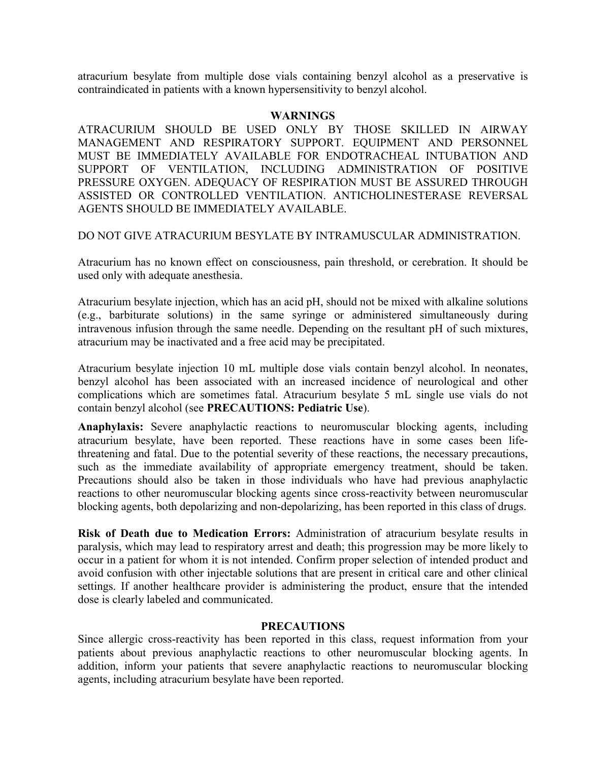atracurium besylate from multiple dose vials containing benzyl alcohol as a preservative is contraindicated in patients with a known hypersensitivity to benzyl alcohol.

## WARNINGS

ATRACURIUM SHOULD BE USED ONLY BY THOSE SKILLED IN AIRWAY MANAGEMENT AND RESPIRATORY SUPPORT. EQUIPMENT AND PERSONNEL MUST BE IMMEDIATELY AVAILABLE FOR ENDOTRACHEAL INTUBATION AND SUPPORT OF VENTILATION, INCLUDING ADMINISTRATION OF POSITIVE PRESSURE OXYGEN. ADEQUACY OF RESPIRATION MUST BE ASSURED THROUGH ASSISTED OR CONTROLLED VENTILATION. ANTICHOLINESTERASE REVERSAL AGENTS SHOULD BE IMMEDIATELY AVAILABLE.

DO NOT GIVE ATRACURIUM BESYLATE BY INTRAMUSCULAR ADMINISTRATION.

Atracurium has no known effect on consciousness, pain threshold, or cerebration. It should be used only with adequate anesthesia.

Atracurium besylate injection, which has an acid pH, should not be mixed with alkaline solutions (e.g., barbiturate solutions) in the same syringe or administered simultaneously during intravenous infusion through the same needle. Depending on the resultant pH of such mixtures, atracurium may be inactivated and a free acid may be precipitated.

Atracurium besylate injection 10 mL multiple dose vials contain benzyl alcohol. In neonates, benzyl alcohol has been associated with an increased incidence of neurological and other complications which are sometimes fatal. Atracurium besylate 5 mL single use vials do not contain benzyl alcohol (see **PRECAUTIONS: Pediatric Use**).

**Anaphylaxis:** Severe anaphylactic reactions to neuromuscular blocking agents, including atracurium besylate, have been reported. These reactions have in some cases been life-threatening and fatal. Due to the potential severity of these reactions, the necessary precautions, such as the immediate availability of appropriate emergency treatment, should be taken. Precautions should also be taken in those individuals who have had previous anaphylactic reactions to other neuromuscular blocking agents since cross-reactivity between neuromuscular blocking agents, both depolarizing and non-depolarizing, has been reported in this class of drugs.

**Risk of Death due to Medication Errors:** Administration of atracurium besylate results in paralysis, which may lead to respiratory arrest and death; this progression may be more likely to occur in a patient for whom it is not intended. Confirm proper selection of intended product and avoid confusion with other injectable solutions that are present in critical care and other clinical settings. If another healthcare provider is administering the product, ensure that the intended dose is clearly labeled and communicated.

## PRECAUTIONS

Since allergic cross-reactivity has been reported in this class, request information from your patients about previous anaphylactic reactions to other neuromuscular blocking agents. In addition, inform your patients that severe anaphylactic reactions to neuromuscular blocking agents, including atracurium besylate have been reported.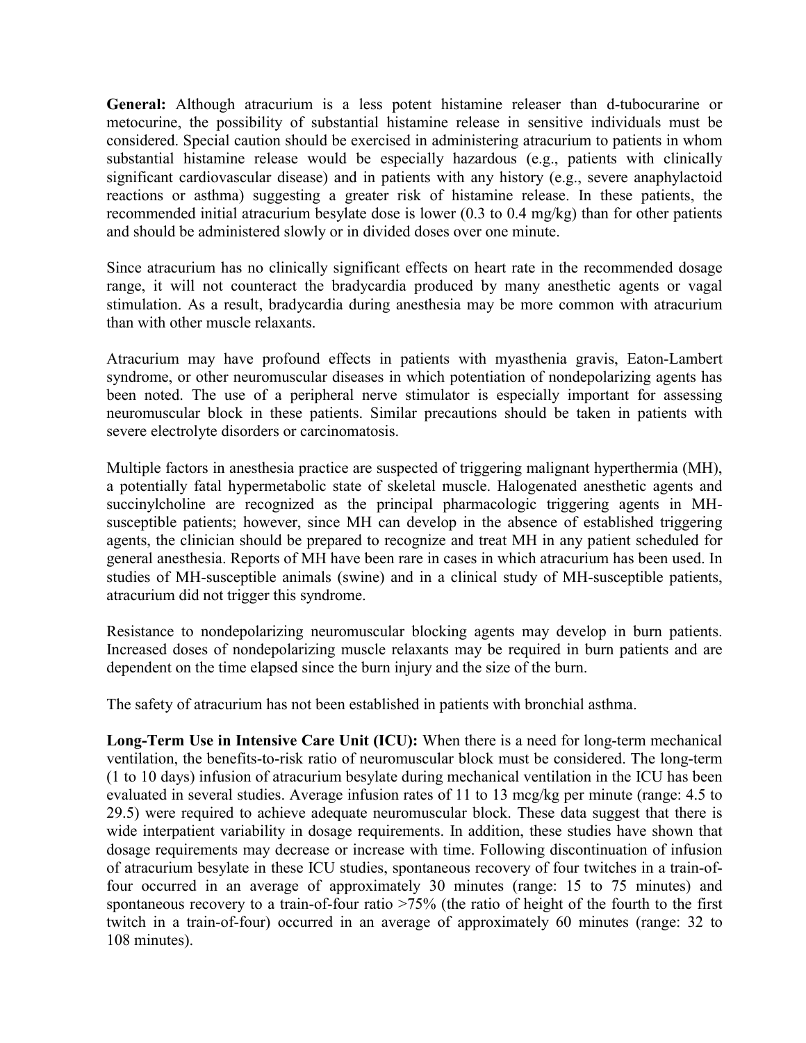**General:** Although atracurium is a less potent histamine releaser than d-tubocurarine or metocurine, the possibility of substantial histamine release in sensitive individuals must be considered. Special caution should be exercised in administering atracurium to patients in whom substantial histamine release would be especially hazardous (e.g., patients with clinically significant cardiovascular disease) and in patients with any history (e.g., severe anaphylactoid reactions or asthma) suggesting a greater risk of histamine release. In these patients, the recommended initial atracurium besylate dose is lower (0.3 to 0.4 mg/kg) than for other patients and should be administered slowly or in divided doses over one minute.

Since atracurium has no clinically significant effects on heart rate in the recommended dosage range, it will not counteract the bradycardia produced by many anesthetic agents or vagal stimulation. As a result, bradycardia during anesthesia may be more common with atracurium than with other muscle relaxants.

Atracurium may have profound effects in patients with myasthenia gravis, Eaton-Lambert syndrome, or other neuromuscular diseases in which potentiation of nondepolarizing agents has been noted. The use of a peripheral nerve stimulator is especially important for assessing neuromuscular block in these patients. Similar precautions should be taken in patients with severe electrolyte disorders or carcinomatosis.

Multiple factors in anesthesia practice are suspected of triggering malignant hyperthermia (MH), a potentially fatal hypermetabolic state of skeletal muscle. Halogenated anesthetic agents and succinylcholine are recognized as the principal pharmacologic triggering agents in MH-susceptible patients; however, since MH can develop in the absence of established triggering agents, the clinician should be prepared to recognize and treat MH in any patient scheduled for general anesthesia. Reports of MH have been rare in cases in which atracurium has been used. In studies of MH-susceptible animals (swine) and in a clinical study of MH-susceptible patients, atracurium did not trigger this syndrome.

Resistance to nondepolarizing neuromuscular blocking agents may develop in burn patients. Increased doses of nondepolarizing muscle relaxants may be required in burn patients and are dependent on the time elapsed since the burn injury and the size of the burn.

The safety of atracurium has not been established in patients with bronchial asthma.

**Long-Term Use in Intensive Care Unit (ICU):** When there is a need for long-term mechanical ventilation, the benefits-to-risk ratio of neuromuscular block must be considered. The long-term (1 to 10 days) infusion of atracurium besylate during mechanical ventilation in the ICU has been evaluated in several studies. Average infusion rates of 11 to 13 mcg/kg per minute (range: 4.5 to 29.5) were required to achieve adequate neuromuscular block. These data suggest that there is wide interpatient variability in dosage requirements. In addition, these studies have shown that dosage requirements may decrease or increase with time. Following discontinuation of infusion of atracurium besylate in these ICU studies, spontaneous recovery of four twitches in a train-of-four occurred in an average of approximately 30 minutes (range: 15 to 75 minutes) and spontaneous recovery to a train-of-four ratio >75% (the ratio of height of the fourth to the first twitch in a train-of-four) occurred in an average of approximately 60 minutes (range: 32 to 108 minutes).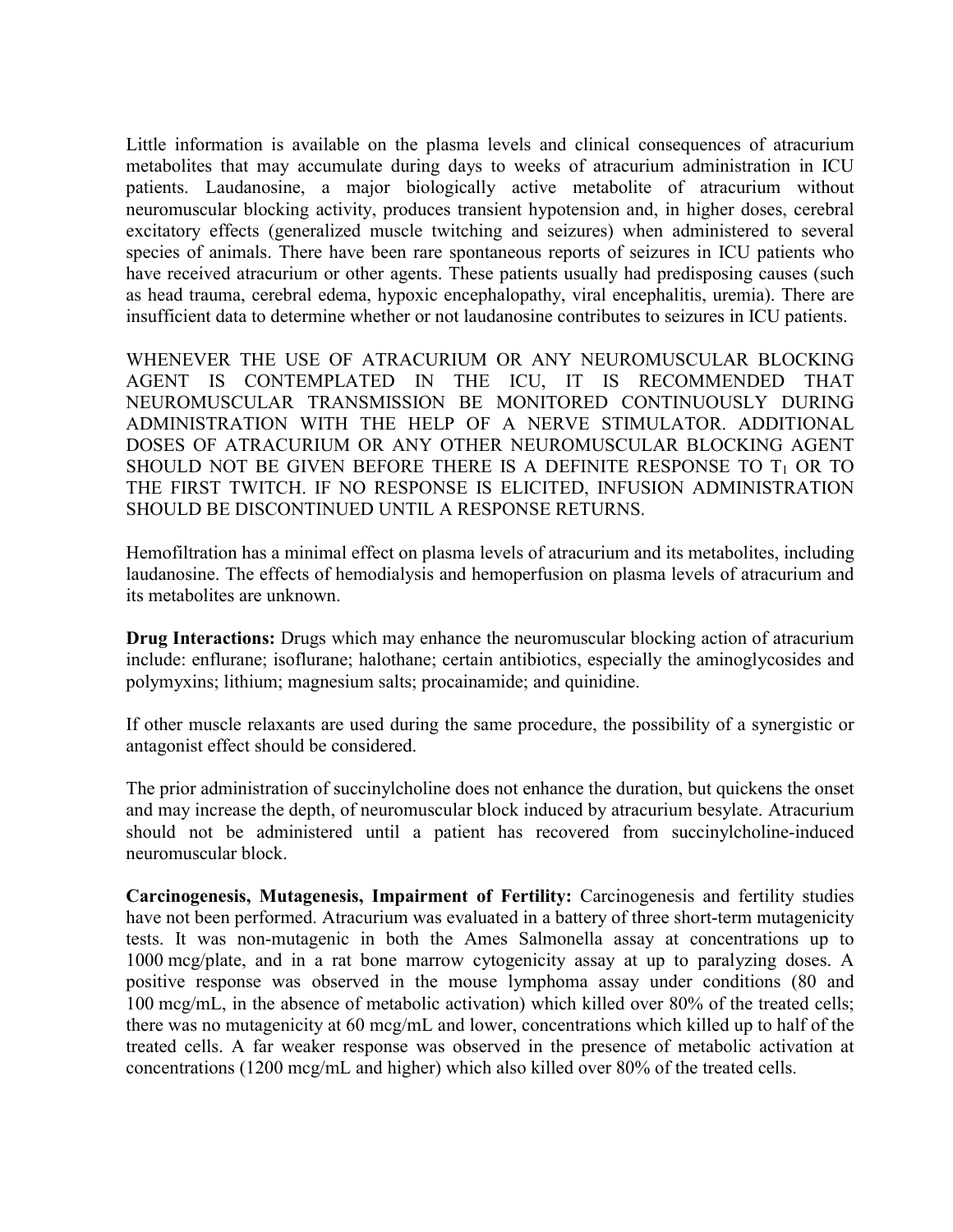Little information is available on the plasma levels and clinical consequences of atracurium metabolites that may accumulate during days to weeks of atracurium administration in ICU patients. Laudanosine, a major biologically active metabolite of atracurium without neuromuscular blocking activity, produces transient hypotension and, in higher doses, cerebral excitatory effects (generalized muscle twitching and seizures) when administered to several species of animals. There have been rare spontaneous reports of seizures in ICU patients who have received atracurium or other agents. These patients usually had predisposing causes (such as head trauma, cerebral edema, hypoxic encephalopathy, viral encephalitis, uremia). There are insufficient data to determine whether or not laudanosine contributes to seizures in ICU patients.

WHENEVER THE USE OF ATRACURIUM OR ANY NEUROMUSCULAR BLOCKING AGENT IS CONTEMPLATED IN THE ICU, IT IS RECOMMENDED THAT NEUROMUSCULAR TRANSMISSION BE MONITORED CONTINUOUSLY DURING ADMINISTRATION WITH THE HELP OF A NERVE STIMULATOR. ADDITIONAL DOSES OF ATRACURIUM OR ANY OTHER NEUROMUSCULAR BLOCKING AGENT SHOULD NOT BE GIVEN BEFORE THERE IS A DEFINITE RESPONSE TO $T_1$ OR TO THE FIRST TWITCH. IF NO RESPONSE IS ELICITED, INFUSION ADMINISTRATION SHOULD BE DISCONTINUED UNTIL A RESPONSE RETURNS.

Hemofiltration has a minimal effect on plasma levels of atracurium and its metabolites, including laudanosine. The effects of hemodialysis and hemoperfusion on plasma levels of atracurium and its metabolites are unknown.

**Drug Interactions:** Drugs which may enhance the neuromuscular blocking action of atracurium include: enflurane; isoflurane; halothane; certain antibiotics, especially the aminoglycosides and polymyxins; lithium; magnesium salts; procainamide; and quinidine.

If other muscle relaxants are used during the same procedure, the possibility of a synergistic or antagonist effect should be considered.

The prior administration of succinylcholine does not enhance the duration, but quickens the onset and may increase the depth, of neuromuscular block induced by atracurium besylate. Atracurium should not be administered until a patient has recovered from succinylcholine-induced neuromuscular block.

**Carcinogenesis, Mutagenesis, Impairment of Fertility:** Carcinogenesis and fertility studies have not been performed. Atracurium was evaluated in a battery of three short-term mutagenicity tests. It was non-mutagenic in both the Ames Salmonella assay at concentrations up to 1000 mcg/plate, and in a rat bone marrow cytogenicity assay at up to paralyzing doses. A positive response was observed in the mouse lymphoma assay under conditions (80 and 100 mcg/mL, in the absence of metabolic activation) which killed over 80% of the treated cells; there was no mutagenicity at 60 mcg/mL and lower, concentrations which killed up to half of the treated cells. A far weaker response was observed in the presence of metabolic activation at concentrations (1200 mcg/mL and higher) which also killed over 80% of the treated cells.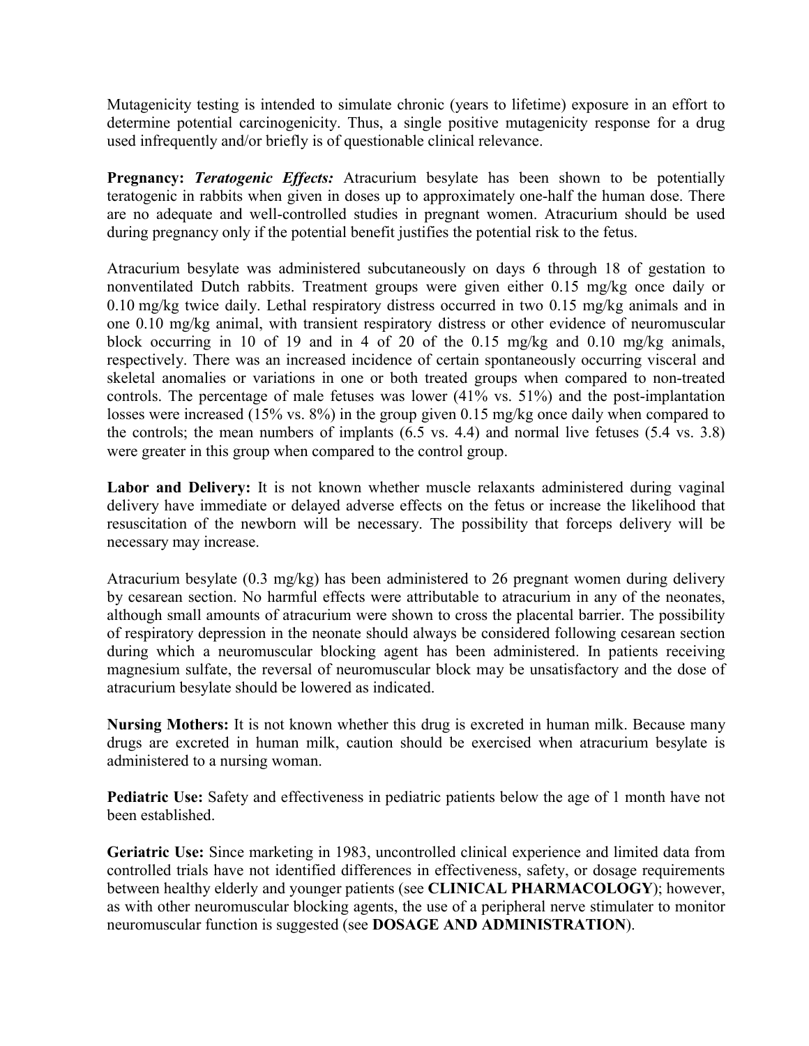Mutagenicity testing is intended to simulate chronic (years to lifetime) exposure in an effort to determine potential carcinogenicity. Thus, a single positive mutagenicity response for a drug used infrequently and/or briefly is of questionable clinical relevance.

**Pregnancy:** ***Teratogenic Effects:*** Atracurium besylate has been shown to be potentially teratogenic in rabbits when given in doses up to approximately one-half the human dose. There are no adequate and well-controlled studies in pregnant women. Atracurium should be used during pregnancy only if the potential benefit justifies the potential risk to the fetus.

Atracurium besylate was administered subcutaneously on days 6 through 18 of gestation to nonventilated Dutch rabbits. Treatment groups were given either 0.15 mg/kg once daily or 0.10 mg/kg twice daily. Lethal respiratory distress occurred in two 0.15 mg/kg animals and in one 0.10 mg/kg animal, with transient respiratory distress or other evidence of neuromuscular block occurring in 10 of 19 and in 4 of 20 of the 0.15 mg/kg and 0.10 mg/kg animals, respectively. There was an increased incidence of certain spontaneously occurring visceral and skeletal anomalies or variations in one or both treated groups when compared to non-treated controls. The percentage of male fetuses was lower (41% vs. 51%) and the post-implantation losses were increased (15% vs. 8%) in the group given 0.15 mg/kg once daily when compared to the controls; the mean numbers of implants (6.5 vs. 4.4) and normal live fetuses (5.4 vs. 3.8) were greater in this group when compared to the control group.

**Labor and Delivery:** It is not known whether muscle relaxants administered during vaginal delivery have immediate or delayed adverse effects on the fetus or increase the likelihood that resuscitation of the newborn will be necessary. The possibility that forceps delivery will be necessary may increase.

Atracurium besylate (0.3 mg/kg) has been administered to 26 pregnant women during delivery by cesarean section. No harmful effects were attributable to atracurium in any of the neonates, although small amounts of atracurium were shown to cross the placental barrier. The possibility of respiratory depression in the neonate should always be considered following cesarean section during which a neuromuscular blocking agent has been administered. In patients receiving magnesium sulfate, the reversal of neuromuscular block may be unsatisfactory and the dose of atracurium besylate should be lowered as indicated.

**Nursing Mothers:** It is not known whether this drug is excreted in human milk. Because many drugs are excreted in human milk, caution should be exercised when atracurium besylate is administered to a nursing woman.

**Pediatric Use:** Safety and effectiveness in pediatric patients below the age of 1 month have not been established.

**Geriatric Use:** Since marketing in 1983, uncontrolled clinical experience and limited data from controlled trials have not identified differences in effectiveness, safety, or dosage requirements between healthy elderly and younger patients (see **CLINICAL PHARMACOLOGY**); however, as with other neuromuscular blocking agents, the use of a peripheral nerve stimulater to monitor neuromuscular function is suggested (see **DOSAGE AND ADMINISTRATION**).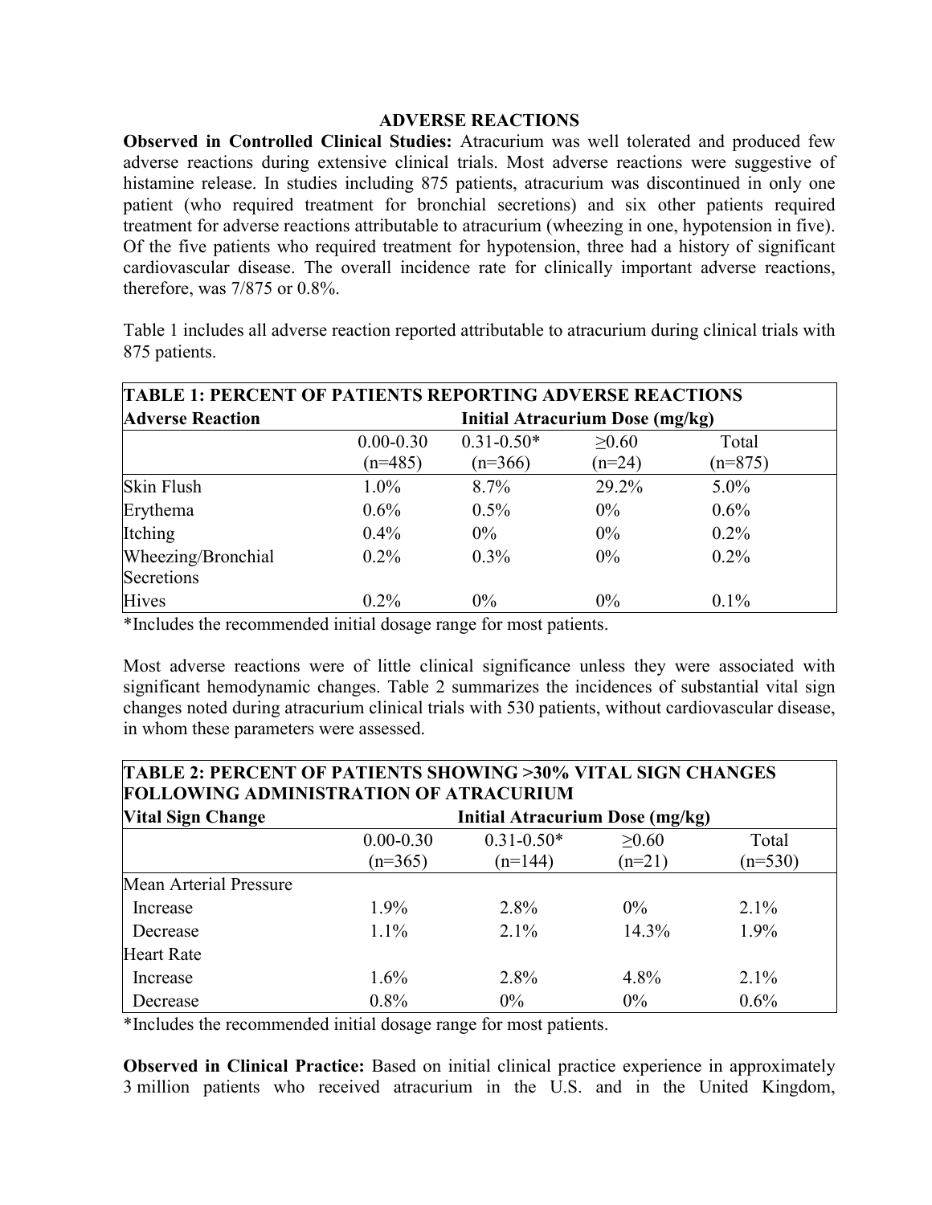## ADVERSE REACTIONS

**Observed in Controlled Clinical Studies:** Atracurium was well tolerated and produced few adverse reactions during extensive clinical trials. Most adverse reactions were suggestive of histamine release. In studies including 875 patients, atracurium was discontinued in only one patient (who required treatment for bronchial secretions) and six other patients required treatment for adverse reactions attributable to atracurium (wheezing in one, hypotension in five). Of the five patients who required treatment for hypotension, three had a history of significant cardiovascular disease. The overall incidence rate for clinically important adverse reactions, therefore, was 7/875 or 0.8%.

Table 1 includes all adverse reaction reported attributable to atracurium during clinical trials with 875 patients.

**TABLE 1: PERCENT OF PATIENTS REPORTING ADVERSE REACTIONS**

| **Adverse Reaction** | **Initial Atracurium Dose (mg/kg)** | | | |
|---|---|---|---|---|
| | 0.00-0.30 (n=485) | 0.31-0.50* (n=366) | ≥0.60 (n=24) | Total (n=875) |
| Skin Flush | 1.0% | 8.7% | 29.2% | 5.0% |
| Erythema | 0.6% | 0.5% | 0% | 0.6% |
| Itching | 0.4% | 0% | 0% | 0.2% |
| Wheezing/Bronchial Secretions | 0.2% | 0.3% | 0% | 0.2% |
| Hives | 0.2% | 0% | 0% | 0.1% |

*Includes the recommended initial dosage range for most patients.

Most adverse reactions were of little clinical significance unless they were associated with significant hemodynamic changes. Table 2 summarizes the incidences of substantial vital sign changes noted during atracurium clinical trials with 530 patients, without cardiovascular disease, in whom these parameters were assessed.

**TABLE 2: PERCENT OF PATIENTS SHOWING >30% VITAL SIGN CHANGES FOLLOWING ADMINISTRATION OF ATRACURIUM**

| **Vital Sign Change** | **Initial Atracurium Dose (mg/kg)** | | | |
|---|---|---|---|---|
| | 0.00-0.30 (n=365) | 0.31-0.50* (n=144) | ≥0.60 (n=21) | Total (n=530) |
| Mean Arterial Pressure | | | | |
| Increase | 1.9% | 2.8% | 0% | 2.1% |
| Decrease | 1.1% | 2.1% | 14.3% | 1.9% |
| Heart Rate | | | | |
| Increase | 1.6% | 2.8% | 4.8% | 2.1% |
| Decrease | 0.8% | 0% | 0% | 0.6% |

*Includes the recommended initial dosage range for most patients.

**Observed in Clinical Practice:** Based on initial clinical practice experience in approximately 3 million patients who received atracurium in the U.S. and in the United Kingdom,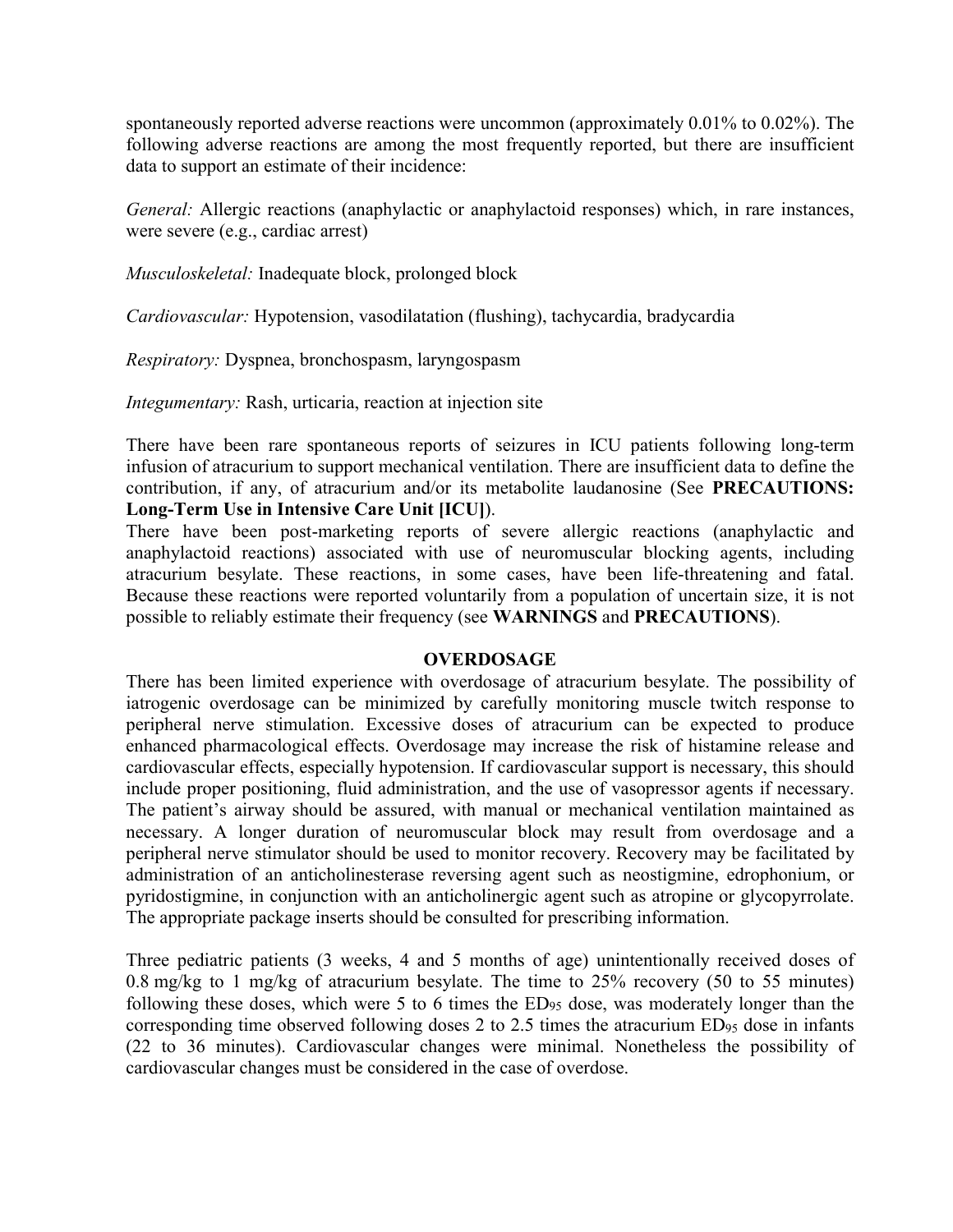spontaneously reported adverse reactions were uncommon (approximately 0.01% to 0.02%). The following adverse reactions are among the most frequently reported, but there are insufficient data to support an estimate of their incidence:

*General:* Allergic reactions (anaphylactic or anaphylactoid responses) which, in rare instances, were severe (e.g., cardiac arrest)

*Musculoskeletal:* Inadequate block, prolonged block

*Cardiovascular:* Hypotension, vasodilatation (flushing), tachycardia, bradycardia

*Respiratory:* Dyspnea, bronchospasm, laryngospasm

*Integumentary:* Rash, urticaria, reaction at injection site

There have been rare spontaneous reports of seizures in ICU patients following long-term infusion of atracurium to support mechanical ventilation. There are insufficient data to define the contribution, if any, of atracurium and/or its metabolite laudanosine (See **PRECAUTIONS: Long-Term Use in Intensive Care Unit [ICU]**).

There have been post-marketing reports of severe allergic reactions (anaphylactic and anaphylactoid reactions) associated with use of neuromuscular blocking agents, including atracurium besylate. These reactions, in some cases, have been life-threatening and fatal. Because these reactions were reported voluntarily from a population of uncertain size, it is not possible to reliably estimate their frequency (see **WARNINGS** and **PRECAUTIONS**).

## OVERDOSAGE

There has been limited experience with overdosage of atracurium besylate. The possibility of iatrogenic overdosage can be minimized by carefully monitoring muscle twitch response to peripheral nerve stimulation. Excessive doses of atracurium can be expected to produce enhanced pharmacological effects. Overdosage may increase the risk of histamine release and cardiovascular effects, especially hypotension. If cardiovascular support is necessary, this should include proper positioning, fluid administration, and the use of vasopressor agents if necessary. The patient's airway should be assured, with manual or mechanical ventilation maintained as necessary. A longer duration of neuromuscular block may result from overdosage and a peripheral nerve stimulator should be used to monitor recovery. Recovery may be facilitated by administration of an anticholinesterase reversing agent such as neostigmine, edrophonium, or pyridostigmine, in conjunction with an anticholinergic agent such as atropine or glycopyrrolate. The appropriate package inserts should be consulted for prescribing information.

Three pediatric patients (3 weeks, 4 and 5 months of age) unintentionally received doses of 0.8 mg/kg to 1 mg/kg of atracurium besylate. The time to 25% recovery (50 to 55 minutes) following these doses, which were 5 to 6 times the $ED_{95}$ dose, was moderately longer than the corresponding time observed following doses 2 to 2.5 times the atracurium $ED_{95}$ dose in infants (22 to 36 minutes). Cardiovascular changes were minimal. Nonetheless the possibility of cardiovascular changes must be considered in the case of overdose.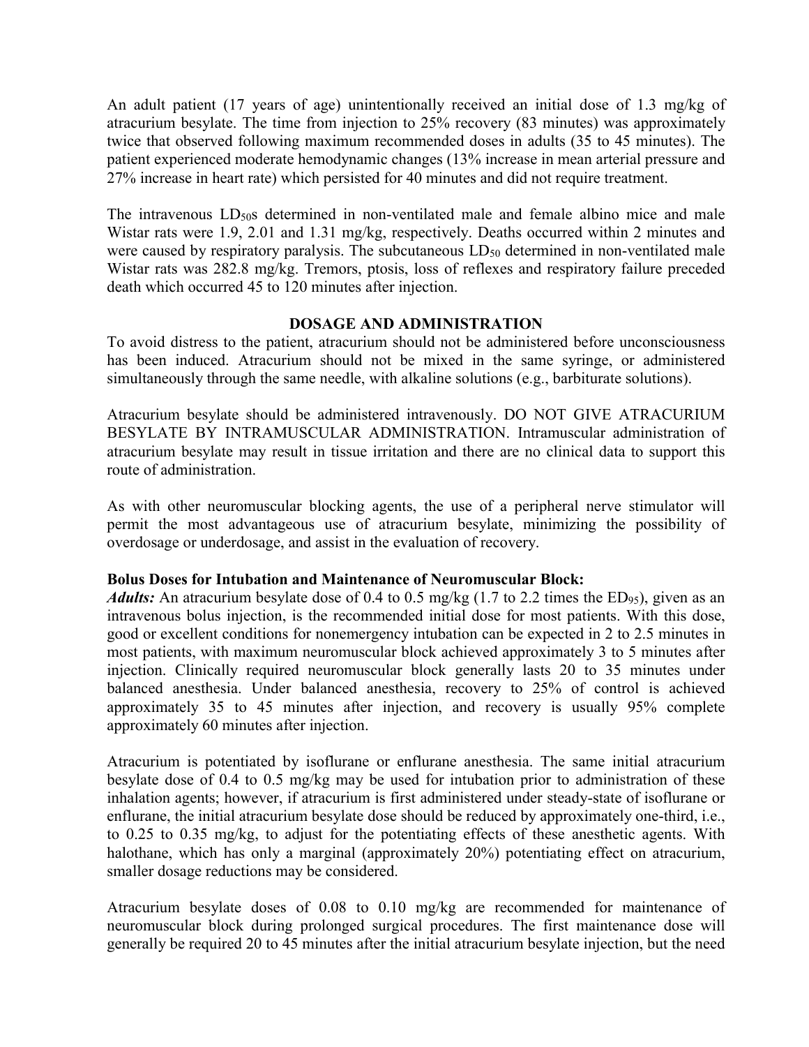An adult patient (17 years of age) unintentionally received an initial dose of 1.3 mg/kg of atracurium besylate. The time from injection to 25% recovery (83 minutes) was approximately twice that observed following maximum recommended doses in adults (35 to 45 minutes). The patient experienced moderate hemodynamic changes (13% increase in mean arterial pressure and 27% increase in heart rate) which persisted for 40 minutes and did not require treatment.

The intravenous $LD_{50}$s determined in non-ventilated male and female albino mice and male Wistar rats were 1.9, 2.01 and 1.31 mg/kg, respectively. Deaths occurred within 2 minutes and were caused by respiratory paralysis. The subcutaneous $LD_{50}$ determined in non-ventilated male Wistar rats was 282.8 mg/kg. Tremors, ptosis, loss of reflexes and respiratory failure preceded death which occurred 45 to 120 minutes after injection.

## DOSAGE AND ADMINISTRATION

To avoid distress to the patient, atracurium should not be administered before unconsciousness has been induced. Atracurium should not be mixed in the same syringe, or administered simultaneously through the same needle, with alkaline solutions (e.g., barbiturate solutions).

Atracurium besylate should be administered intravenously. DO NOT GIVE ATRACURIUM BESYLATE BY INTRAMUSCULAR ADMINISTRATION. Intramuscular administration of atracurium besylate may result in tissue irritation and there are no clinical data to support this route of administration.

As with other neuromuscular blocking agents, the use of a peripheral nerve stimulator will permit the most advantageous use of atracurium besylate, minimizing the possibility of overdosage or underdosage, and assist in the evaluation of recovery.

**Bolus Doses for Intubation and Maintenance of Neuromuscular Block:**

***Adults:*** An atracurium besylate dose of 0.4 to 0.5 mg/kg (1.7 to 2.2 times the $ED_{95}$), given as an intravenous bolus injection, is the recommended initial dose for most patients. With this dose, good or excellent conditions for nonemergency intubation can be expected in 2 to 2.5 minutes in most patients, with maximum neuromuscular block achieved approximately 3 to 5 minutes after injection. Clinically required neuromuscular block generally lasts 20 to 35 minutes under balanced anesthesia. Under balanced anesthesia, recovery to 25% of control is achieved approximately 35 to 45 minutes after injection, and recovery is usually 95% complete approximately 60 minutes after injection.

Atracurium is potentiated by isoflurane or enflurane anesthesia. The same initial atracurium besylate dose of 0.4 to 0.5 mg/kg may be used for intubation prior to administration of these inhalation agents; however, if atracurium is first administered under steady-state of isoflurane or enflurane, the initial atracurium besylate dose should be reduced by approximately one-third, i.e., to 0.25 to 0.35 mg/kg, to adjust for the potentiating effects of these anesthetic agents. With halothane, which has only a marginal (approximately 20%) potentiating effect on atracurium, smaller dosage reductions may be considered.

Atracurium besylate doses of 0.08 to 0.10 mg/kg are recommended for maintenance of neuromuscular block during prolonged surgical procedures. The first maintenance dose will generally be required 20 to 45 minutes after the initial atracurium besylate injection, but the need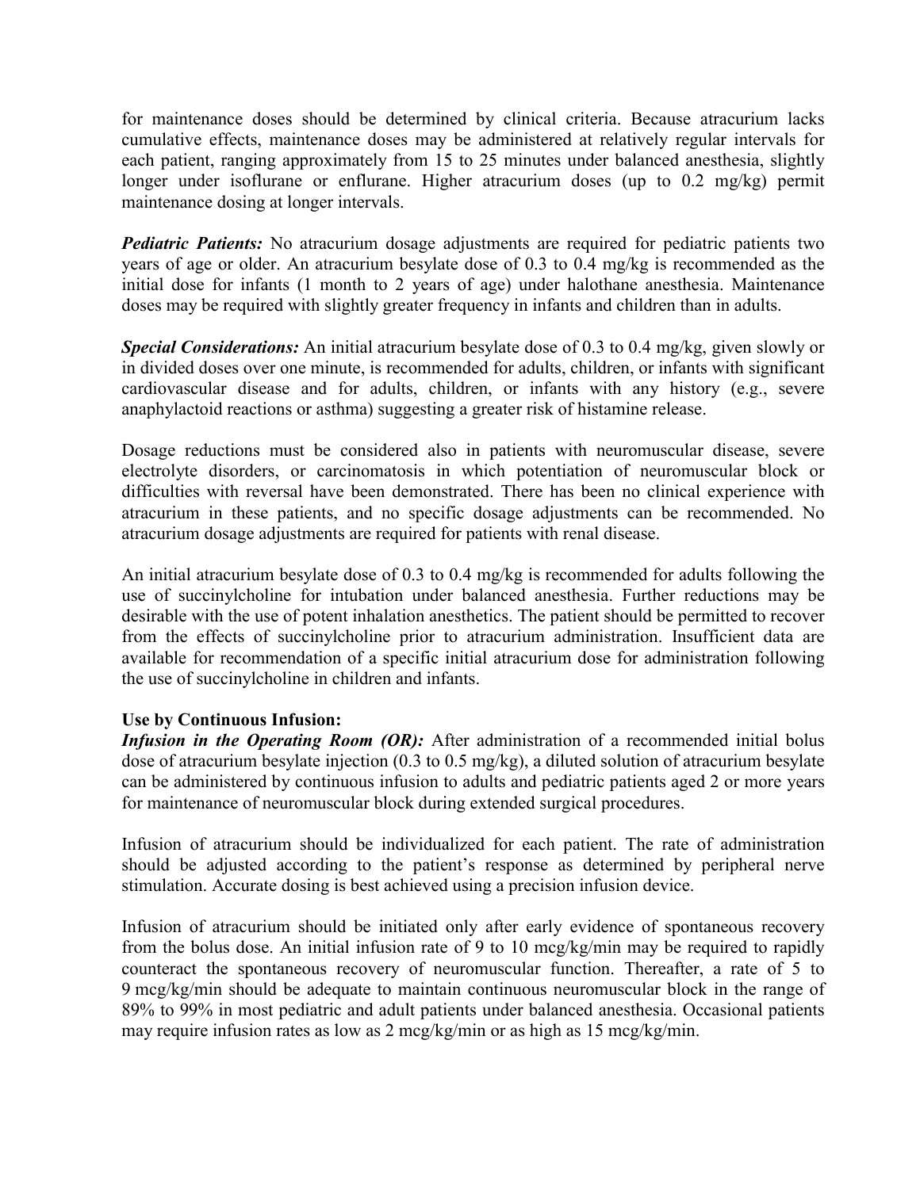for maintenance doses should be determined by clinical criteria. Because atracurium lacks cumulative effects, maintenance doses may be administered at relatively regular intervals for each patient, ranging approximately from 15 to 25 minutes under balanced anesthesia, slightly longer under isoflurane or enflurane. Higher atracurium doses (up to 0.2 mg/kg) permit maintenance dosing at longer intervals.

***Pediatric Patients:*** No atracurium dosage adjustments are required for pediatric patients two years of age or older. An atracurium besylate dose of 0.3 to 0.4 mg/kg is recommended as the initial dose for infants (1 month to 2 years of age) under halothane anesthesia. Maintenance doses may be required with slightly greater frequency in infants and children than in adults.

***Special Considerations:*** An initial atracurium besylate dose of 0.3 to 0.4 mg/kg, given slowly or in divided doses over one minute, is recommended for adults, children, or infants with significant cardiovascular disease and for adults, children, or infants with any history (e.g., severe anaphylactoid reactions or asthma) suggesting a greater risk of histamine release.

Dosage reductions must be considered also in patients with neuromuscular disease, severe electrolyte disorders, or carcinomatosis in which potentiation of neuromuscular block or difficulties with reversal have been demonstrated. There has been no clinical experience with atracurium in these patients, and no specific dosage adjustments can be recommended. No atracurium dosage adjustments are required for patients with renal disease.

An initial atracurium besylate dose of 0.3 to 0.4 mg/kg is recommended for adults following the use of succinylcholine for intubation under balanced anesthesia. Further reductions may be desirable with the use of potent inhalation anesthetics. The patient should be permitted to recover from the effects of succinylcholine prior to atracurium administration. Insufficient data are available for recommendation of a specific initial atracurium dose for administration following the use of succinylcholine in children and infants.

**Use by Continuous Infusion:**

***Infusion in the Operating Room (OR):*** After administration of a recommended initial bolus dose of atracurium besylate injection (0.3 to 0.5 mg/kg), a diluted solution of atracurium besylate can be administered by continuous infusion to adults and pediatric patients aged 2 or more years for maintenance of neuromuscular block during extended surgical procedures.

Infusion of atracurium should be individualized for each patient. The rate of administration should be adjusted according to the patient's response as determined by peripheral nerve stimulation. Accurate dosing is best achieved using a precision infusion device.

Infusion of atracurium should be initiated only after early evidence of spontaneous recovery from the bolus dose. An initial infusion rate of 9 to 10 mcg/kg/min may be required to rapidly counteract the spontaneous recovery of neuromuscular function. Thereafter, a rate of 5 to 9 mcg/kg/min should be adequate to maintain continuous neuromuscular block in the range of 89% to 99% in most pediatric and adult patients under balanced anesthesia. Occasional patients may require infusion rates as low as 2 mcg/kg/min or as high as 15 mcg/kg/min.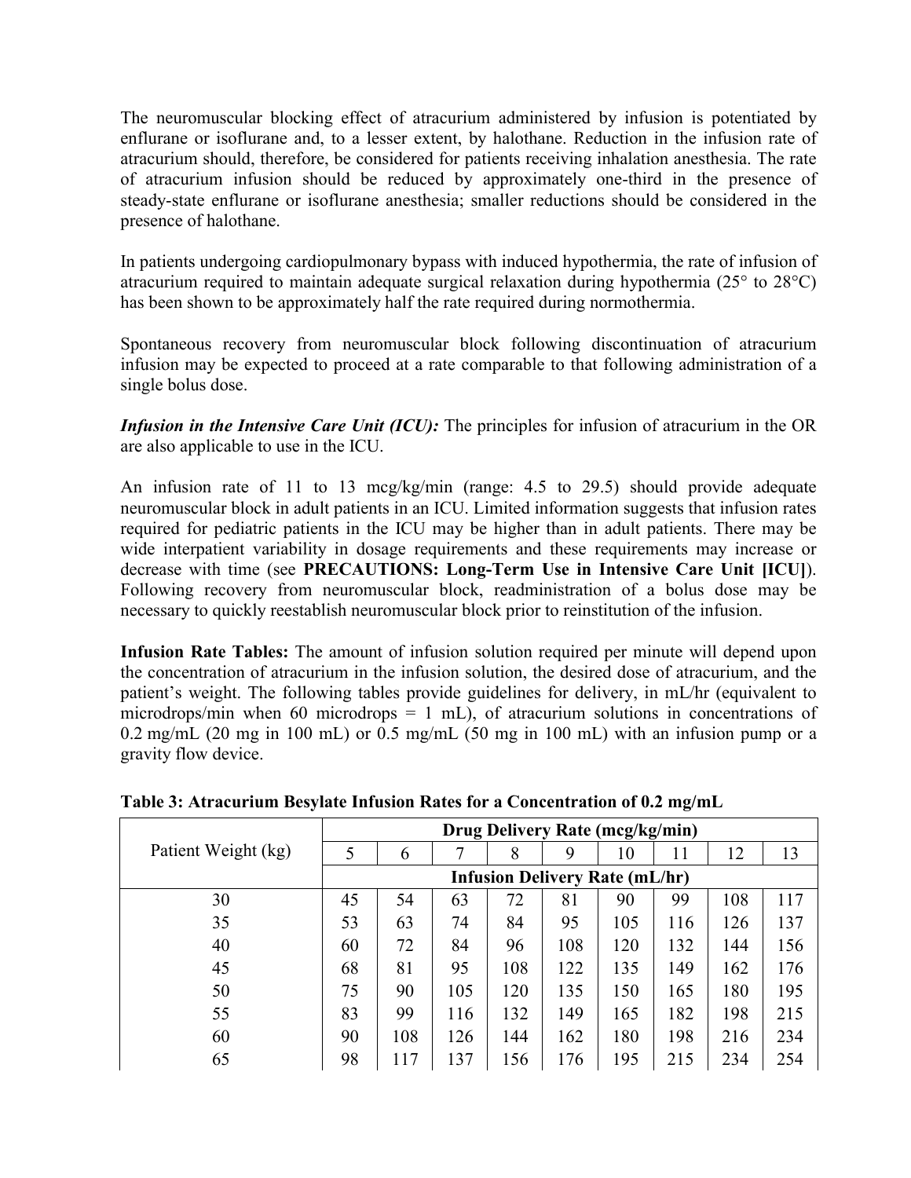The neuromuscular blocking effect of atracurium administered by infusion is potentiated by enflurane or isoflurane and, to a lesser extent, by halothane. Reduction in the infusion rate of atracurium should, therefore, be considered for patients receiving inhalation anesthesia. The rate of atracurium infusion should be reduced by approximately one-third in the presence of steady-state enflurane or isoflurane anesthesia; smaller reductions should be considered in the presence of halothane.

In patients undergoing cardiopulmonary bypass with induced hypothermia, the rate of infusion of atracurium required to maintain adequate surgical relaxation during hypothermia (25° to 28°C) has been shown to be approximately half the rate required during normothermia.

Spontaneous recovery from neuromuscular block following discontinuation of atracurium infusion may be expected to proceed at a rate comparable to that following administration of a single bolus dose.

***Infusion in the Intensive Care Unit (ICU):*** The principles for infusion of atracurium in the OR are also applicable to use in the ICU.

An infusion rate of 11 to 13 mcg/kg/min (range: 4.5 to 29.5) should provide adequate neuromuscular block in adult patients in an ICU. Limited information suggests that infusion rates required for pediatric patients in the ICU may be higher than in adult patients. There may be wide interpatient variability in dosage requirements and these requirements may increase or decrease with time (see **PRECAUTIONS: Long-Term Use in Intensive Care Unit [ICU]**). Following recovery from neuromuscular block, readministration of a bolus dose may be necessary to quickly reestablish neuromuscular block prior to reinstitution of the infusion.

**Infusion Rate Tables:** The amount of infusion solution required per minute will depend upon the concentration of atracurium in the infusion solution, the desired dose of atracurium, and the patient's weight. The following tables provide guidelines for delivery, in mL/hr (equivalent to microdrops/min when 60 microdrops = 1 mL), of atracurium solutions in concentrations of 0.2 mg/mL (20 mg in 100 mL) or 0.5 mg/mL (50 mg in 100 mL) with an infusion pump or a gravity flow device.

**Table 3: Atracurium Besylate Infusion Rates for a Concentration of 0.2 mg/mL**

| Patient Weight (kg) | Drug Delivery Rate (mcg/kg/min) | | | | | | | | |
|---|---|---|---|---|---|---|---|---|---|
| | 5 | 6 | 7 | 8 | 9 | 10 | 11 | 12 | 13 |
| | Infusion Delivery Rate (mL/hr) | | | | | | | | |
| 30 | 45 | 54 | 63 | 72 | 81 | 90 | 99 | 108 | 117 |
| 35 | 53 | 63 | 74 | 84 | 95 | 105 | 116 | 126 | 137 |
| 40 | 60 | 72 | 84 | 96 | 108 | 120 | 132 | 144 | 156 |
| 45 | 68 | 81 | 95 | 108 | 122 | 135 | 149 | 162 | 176 |
| 50 | 75 | 90 | 105 | 120 | 135 | 150 | 165 | 180 | 195 |
| 55 | 83 | 99 | 116 | 132 | 149 | 165 | 182 | 198 | 215 |
| 60 | 90 | 108 | 126 | 144 | 162 | 180 | 198 | 216 | 234 |
| 65 | 98 | 117 | 137 | 156 | 176 | 195 | 215 | 234 | 254 |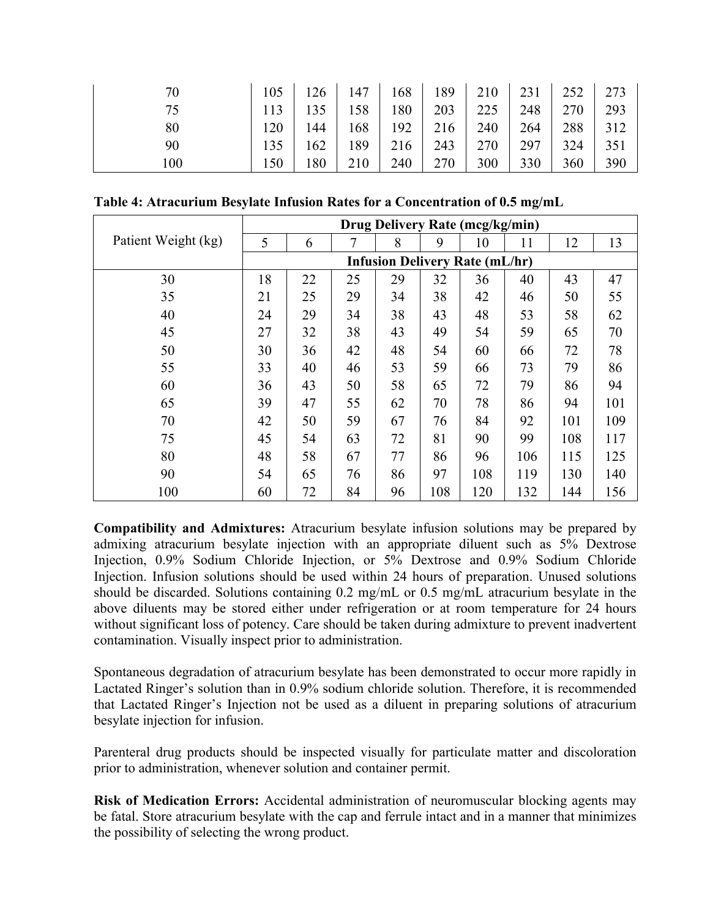| | | | | | | | | | |
|---|---|---|---|---|---|---|---|---|---|
| 70 | 105 | 126 | 147 | 168 | 189 | 210 | 231 | 252 | 273 |
| 75 | 113 | 135 | 158 | 180 | 203 | 225 | 248 | 270 | 293 |
| 80 | 120 | 144 | 168 | 192 | 216 | 240 | 264 | 288 | 312 |
| 90 | 135 | 162 | 189 | 216 | 243 | 270 | 297 | 324 | 351 |
| 100 | 150 | 180 | 210 | 240 | 270 | 300 | 330 | 360 | 390 |

**Table 4: Atracurium Besylate Infusion Rates for a Concentration of 0.5 mg/mL**

| Patient Weight (kg) | Drug Delivery Rate (mcg/kg/min) | | | | | | | | |
|---|---|---|---|---|---|---|---|---|---|
| | 5 | 6 | 7 | 8 | 9 | 10 | 11 | 12 | 13 |
| | Infusion Delivery Rate (mL/hr) | | | | | | | | |
| 30 | 18 | 22 | 25 | 29 | 32 | 36 | 40 | 43 | 47 |
| 35 | 21 | 25 | 29 | 34 | 38 | 42 | 46 | 50 | 55 |
| 40 | 24 | 29 | 34 | 38 | 43 | 48 | 53 | 58 | 62 |
| 45 | 27 | 32 | 38 | 43 | 49 | 54 | 59 | 65 | 70 |
| 50 | 30 | 36 | 42 | 48 | 54 | 60 | 66 | 72 | 78 |
| 55 | 33 | 40 | 46 | 53 | 59 | 66 | 73 | 79 | 86 |
| 60 | 36 | 43 | 50 | 58 | 65 | 72 | 79 | 86 | 94 |
| 65 | 39 | 47 | 55 | 62 | 70 | 78 | 86 | 94 | 101 |
| 70 | 42 | 50 | 59 | 67 | 76 | 84 | 92 | 101 | 109 |
| 75 | 45 | 54 | 63 | 72 | 81 | 90 | 99 | 108 | 117 |
| 80 | 48 | 58 | 67 | 77 | 86 | 96 | 106 | 115 | 125 |
| 90 | 54 | 65 | 76 | 86 | 97 | 108 | 119 | 130 | 140 |
| 100 | 60 | 72 | 84 | 96 | 108 | 120 | 132 | 144 | 156 |

**Compatibility and Admixtures:** Atracurium besylate infusion solutions may be prepared by admixing atracurium besylate injection with an appropriate diluent such as 5% Dextrose Injection, 0.9% Sodium Chloride Injection, or 5% Dextrose and 0.9% Sodium Chloride Injection. Infusion solutions should be used within 24 hours of preparation. Unused solutions should be discarded. Solutions containing 0.2 mg/mL or 0.5 mg/mL atracurium besylate in the above diluents may be stored either under refrigeration or at room temperature for 24 hours without significant loss of potency. Care should be taken during admixture to prevent inadvertent contamination. Visually inspect prior to administration.

Spontaneous degradation of atracurium besylate has been demonstrated to occur more rapidly in Lactated Ringer's solution than in 0.9% sodium chloride solution. Therefore, it is recommended that Lactated Ringer's Injection not be used as a diluent in preparing solutions of atracurium besylate injection for infusion.

Parenteral drug products should be inspected visually for particulate matter and discoloration prior to administration, whenever solution and container permit.

**Risk of Medication Errors:** Accidental administration of neuromuscular blocking agents may be fatal. Store atracurium besylate with the cap and ferrule intact and in a manner that minimizes the possibility of selecting the wrong product.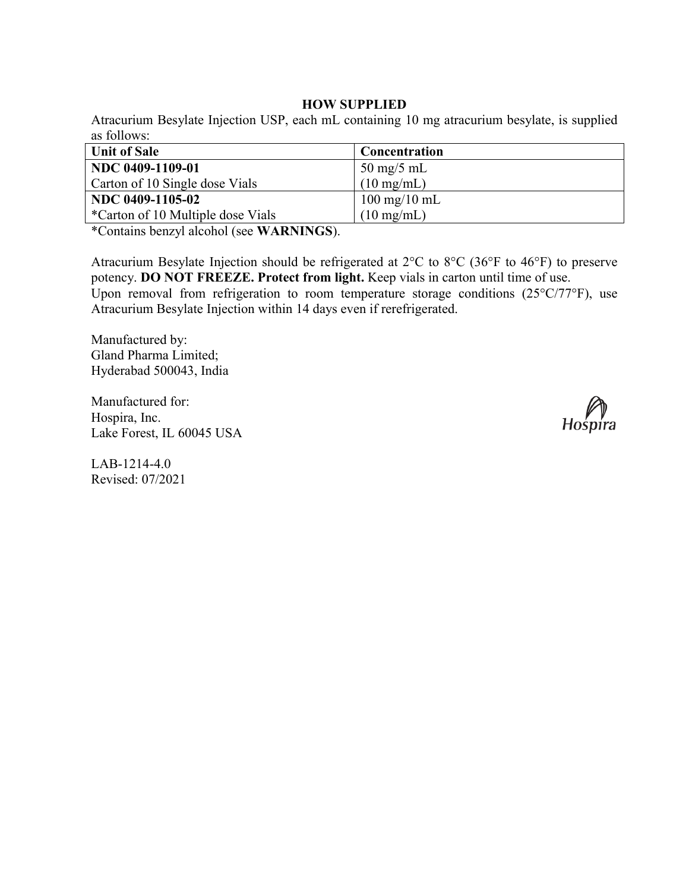## HOW SUPPLIED

Atracurium Besylate Injection USP, each mL containing 10 mg atracurium besylate, is supplied as follows:

| Unit of Sale | Concentration |
|---|---|
| **NDC 0409-1109-01**<br>Carton of 10 Single dose Vials | 50 mg/5 mL<br>(10 mg/mL) |
| **NDC 0409-1105-02**<br>*Carton of 10 Multiple dose Vials | 100 mg/10 mL<br>(10 mg/mL) |

*Contains benzyl alcohol (see **WARNINGS**).

Atracurium Besylate Injection should be refrigerated at 2°C to 8°C (36°F to 46°F) to preserve potency. **DO NOT FREEZE. Protect from light.** Keep vials in carton until time of use.
Upon removal from refrigeration to room temperature storage conditions (25°C/77°F), use Atracurium Besylate Injection within 14 days even if rerefrigerated.

Manufactured by:
Gland Pharma Limited;
Hyderabad 500043, India

Manufactured for:
Hospira, Inc.
Lake Forest, IL 60045 USA

Hospira

LAB-1214-4.0
Revised: 07/2021